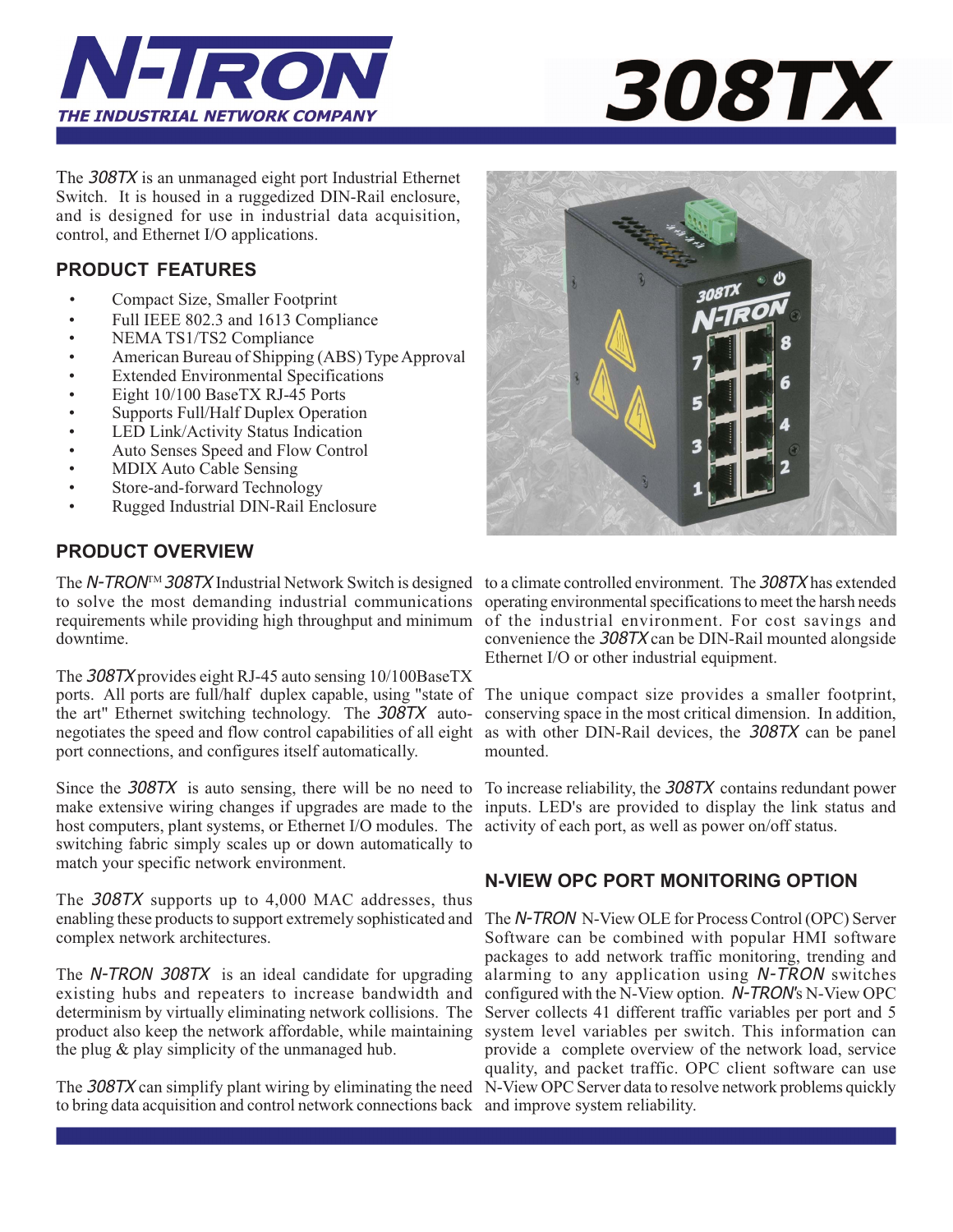# N-TRON

THE INDUSTRIAL NETWORK COMPANY

# 308TX

The *308TX* is an unmanaged eight port Industrial Ethernet Switch. It is housed in a ruggedized DIN-Rail enclosure, and is designed for use in industrial data acquisition, control, and Ethernet I/O applications.

## PRODUCT FEATURES

- Compact Size, Smaller Footprint
- Full IEEE 802.3 and 1613 Compliance
- NEMA TS1/TS2 Compliance
- American Bureau of Shipping (ABS) Type Approval
- Extended Environmental Specifications
- Eight 10/100 BaseTX RJ-45 Ports
- Supports Full/Half Duplex Operation
- LED Link/Activity Status Indication
- Auto Senses Speed and Flow Control
- MDIX Auto Cable Sensing
- Store-and-forward Technology
- Rugged Industrial DIN-Rail Enclosure

## PRODUCT OVERVIEW

The *N-TRON*™ *308TX* Industrial Network Switch is designed to solve the most demanding industrial communications requirements while providing high throughput and minimum downtime.

The *308TX* provides eight RJ-45 auto sensing 10/100BaseTX ports. All ports are full/half duplex capable, using "state of the art" Ethernet switching technology. The *308TX* auto-negotiates the speed and flow control capabilities of all eight port connections, and configures itself automatically.

Since the *308TX* is auto sensing, there will be no need to make extensive wiring changes if upgrades are made to the host computers, plant systems, or Ethernet I/O modules. The switching fabric simply scales up or down automatically to match your specific network environment.

The *308TX* supports up to 4,000 MAC addresses, thus enabling these products to support extremely sophisticated and complex network architectures.

The *N-TRON 308TX* is an ideal candidate for upgrading existing hubs and repeaters to increase bandwidth and determinism by virtually eliminating network collisions. The product also keep the network affordable, while maintaining the plug & play simplicity of the unmanaged hub.

The *308TX* can simplify plant wiring by eliminating the need to bring data acquisition and control network connections back to a climate controlled environment. The *308TX* has extended operating environmental specifications to meet the harsh needs of the industrial environment. For cost savings and convenience the *308TX* can be DIN-Rail mounted alongside Ethernet I/O or other industrial equipment.

The unique compact size provides a smaller footprint, conserving space in the most critical dimension. In addition, as with other DIN-Rail devices, the *308TX* can be panel mounted.

To increase reliability, the *308TX* contains redundant power inputs. LED's are provided to display the link status and activity of each port, as well as power on/off status.

## N-VIEW OPC PORT MONITORING OPTION

The *N-TRON* N-View OLE for Process Control (OPC) Server Software can be combined with popular HMI software packages to add network traffic monitoring, trending and alarming to any application using *N-TRON* switches configured with the N-View option. *N-TRON*'s N-View OPC Server collects 41 different traffic variables per port and 5 system level variables per switch. This information can provide a complete overview of the network load, service quality, and packet traffic. OPC client software can use N-View OPC Server data to resolve network problems quickly and improve system reliability.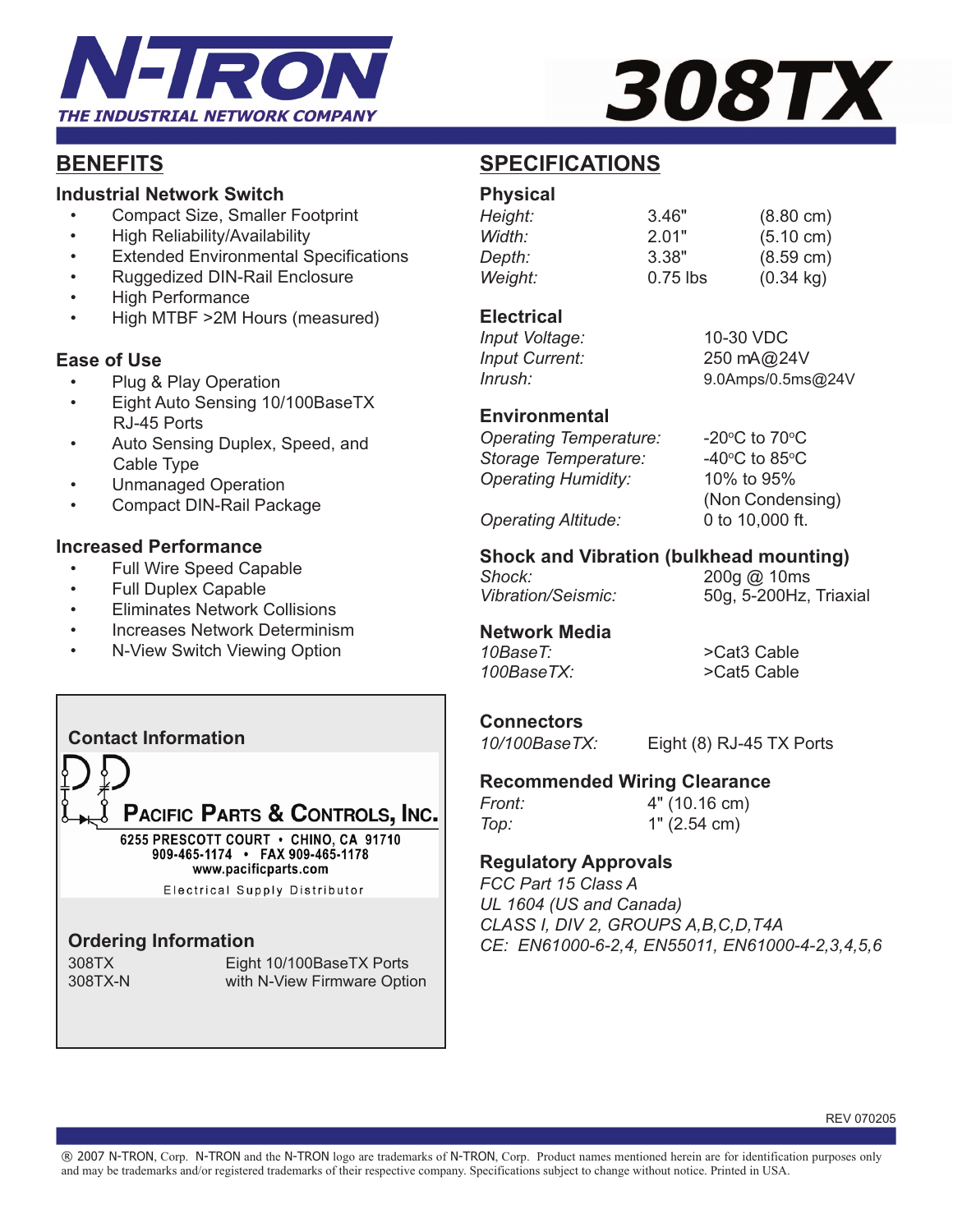# N-TRON

THE INDUSTRIAL NETWORK COMPANY

# 308TX

## BENEFITS

### Industrial Network Switch

- Compact Size, Smaller Footprint
- High Reliability/Availability
- Extended Environmental Specifications
- Ruggedized DIN-Rail Enclosure
- High Performance
- High MTBF >2M Hours (measured)

### Ease of Use

- Plug & Play Operation
- Eight Auto Sensing 10/100BaseTX RJ-45 Ports
- Auto Sensing Duplex, Speed, and Cable Type
- Unmanaged Operation
- Compact DIN-Rail Package

### Increased Performance

- Full Wire Speed Capable
- Full Duplex Capable
- Eliminates Network Collisions
- Increases Network Determinism
- N-View Switch Viewing Option

### Contact Information

**PACIFIC PARTS & CONTROLS, INC.**
6255 PRESCOTT COURT • CHINO, CA 91710
909-465-1174 • FAX 909-465-1178
www.pacificparts.com
Electrical Supply Distributor

### Ordering Information

| | |
|---|---|
| 308TX | Eight 10/100BaseTX Ports |
| 308TX-N | with N-View Firmware Option |

## SPECIFICATIONS

### Physical

| | | |
|---|---|---|
| *Height:* | 3.46" | (8.80 cm) |
| *Width:* | 2.01" | (5.10 cm) |
| *Depth:* | 3.38" | (8.59 cm) |
| *Weight:* | 0.75 lbs | (0.34 kg) |

### Electrical

| | |
|---|---|
| *Input Voltage:* | 10-30 VDC |
| *Input Current:* | 250 mA@24V |
| *Inrush:* | 9.0Amps/0.5ms@24V |

### Environmental

| | |
|---|---|
| *Operating Temperature:* | -20°C to 70°C |
| *Storage Temperature:* | -40°C to 85°C |
| *Operating Humidity:* | 10% to 95% (Non Condensing) |
| *Operating Altitude:* | 0 to 10,000 ft. |

### Shock and Vibration (bulkhead mounting)

| | |
|---|---|
| *Shock:* | 200g @ 10ms |
| *Vibration/Seismic:* | 50g, 5-200Hz, Triaxial |

### Network Media

| | |
|---|---|
| *10BaseT:* | >Cat3 Cable |
| *100BaseTX:* | >Cat5 Cable |

### Connectors

| | |
|---|---|
| *10/100BaseTX:* | Eight (8) RJ-45 TX Ports |

### Recommended Wiring Clearance

| | |
|---|---|
| *Front:* | 4" (10.16 cm) |
| *Top:* | 1" (2.54 cm) |

### Regulatory Approvals

*FCC Part 15 Class A*
*UL 1604 (US and Canada)*
*CLASS I, DIV 2, GROUPS A,B,C,D,T4A*
*CE: EN61000-6-2,4, EN55011, EN61000-4-2,3,4,5,6*

REV 070205

® 2007 N-TRON, Corp. N-TRON and the N-TRON logo are trademarks of N-TRON, Corp. Product names mentioned herein are for identification purposes only and may be trademarks and/or registered trademarks of their respective company. Specifications subject to change without notice. Printed in USA.